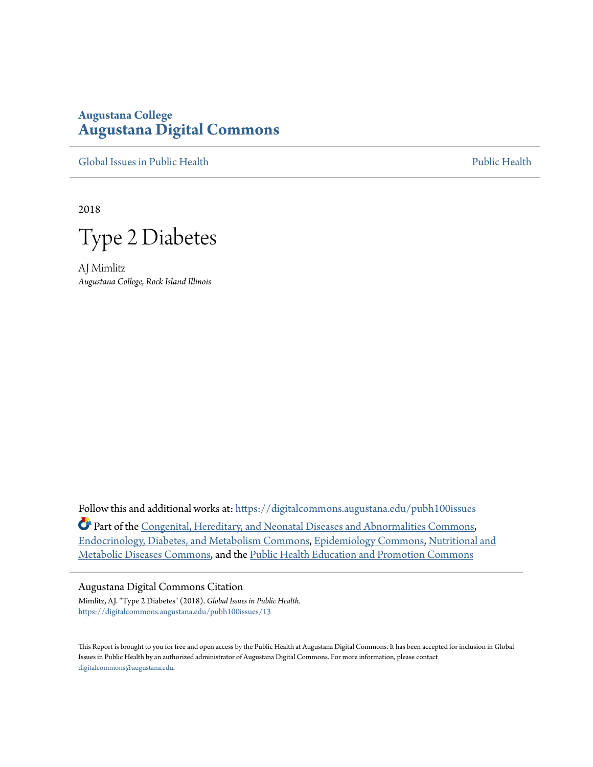Augustana College
**Augustana Digital Commons**

Global Issues in Public Health | Public Health

2018

# Type 2 Diabetes

AJ Mimlitz
*Augustana College, Rock Island Illinois*

Follow this and additional works at: https://digitalcommons.augustana.edu/pubh100issues

Part of the Congenital, Hereditary, and Neonatal Diseases and Abnormalities Commons, Endocrinology, Diabetes, and Metabolism Commons, Epidemiology Commons, Nutritional and Metabolic Diseases Commons, and the Public Health Education and Promotion Commons

Augustana Digital Commons Citation

Mimlitz, AJ. "Type 2 Diabetes" (2018). *Global Issues in Public Health.*
https://digitalcommons.augustana.edu/pubh100issues/13

This Report is brought to you for free and open access by the Public Health at Augustana Digital Commons. It has been accepted for inclusion in Global Issues in Public Health by an authorized administrator of Augustana Digital Commons. For more information, please contact digitalcommons@augustana.edu.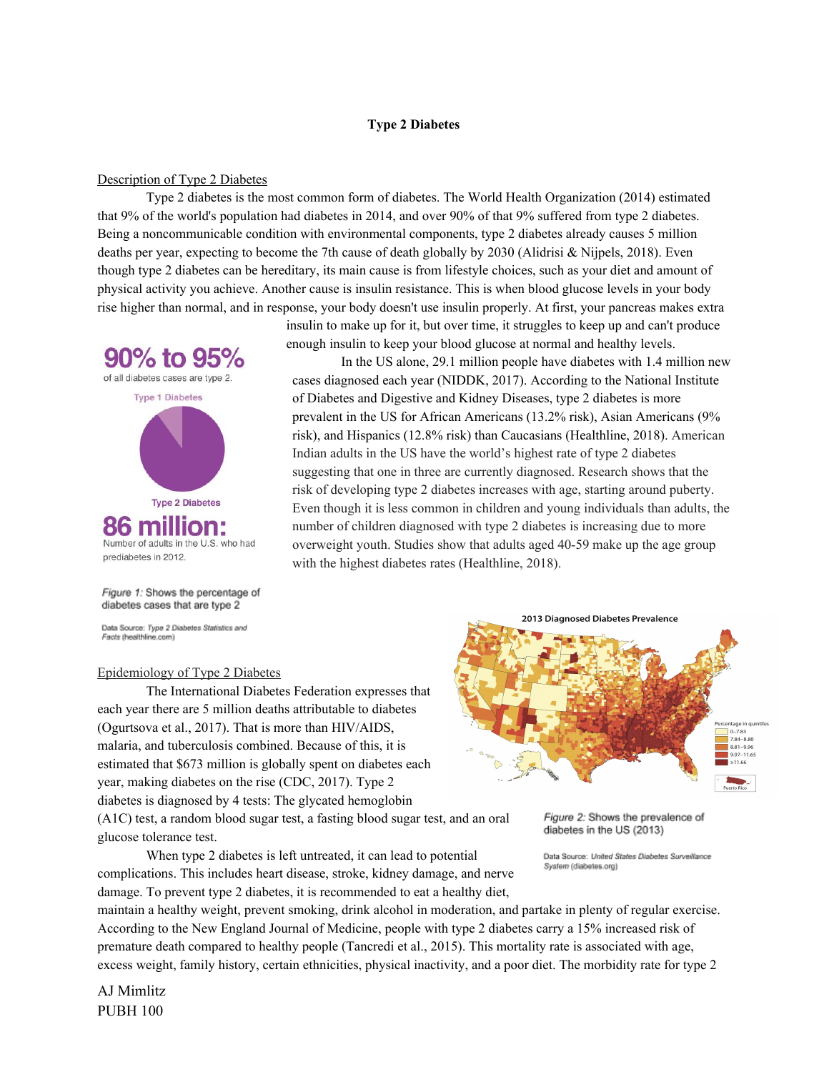**Type 2 Diabetes**

Description of Type 2 Diabetes

Type 2 diabetes is the most common form of diabetes. The World Health Organization (2014) estimated that 9% of the world's population had diabetes in 2014, and over 90% of that 9% suffered from type 2 diabetes. Being a noncommunicable condition with environmental components, type 2 diabetes already causes 5 million deaths per year, expecting to become the 7th cause of death globally by 2030 (Alidrisi & Nijpels, 2018). Even though type 2 diabetes can be hereditary, its main cause is from lifestyle choices, such as your diet and amount of physical activity you achieve. Another cause is insulin resistance. This is when blood glucose levels in your body rise higher than normal, and in response, your body doesn't use insulin properly. At first, your pancreas makes extra insulin to make up for it, but over time, it struggles to keep up and can't produce enough insulin to keep your blood glucose at normal and healthy levels.

In the US alone, 29.1 million people have diabetes with 1.4 million new cases diagnosed each year (NIDDK, 2017). According to the National Institute of Diabetes and Digestive and Kidney Diseases, type 2 diabetes is more prevalent in the US for African Americans (13.2% risk), Asian Americans (9% risk), and Hispanics (12.8% risk) than Caucasians (Healthline, 2018). American Indian adults in the US have the world's highest rate of type 2 diabetes suggesting that one in three are currently diagnosed. Research shows that the risk of developing type 2 diabetes increases with age, starting around puberty. Even though it is less common in children and young individuals than adults, the number of children diagnosed with type 2 diabetes is increasing due to more overweight youth. Studies show that adults aged 40-59 make up the age group with the highest diabetes rates (Healthline, 2018).

**90% to 95%** of all diabetes cases are type 2.

Type 1 Diabetes

Type 2 Diabetes

**86 million:** Number of adults in the U.S. who had prediabetes in 2012.

*Figure 1:* Shows the percentage of diabetes cases that are type 2

Data Source: *Type 2 Diabetes Statistics and Facts* (healthline.com)

2013 Diagnosed Diabetes Prevalence

Percentage in quintiles: 0–7.83; 7.84–8.80; 8.81–9.96; 9.97–11.65; ≥11.66

Puerto Rico

*Figure 2:* Shows the prevalence of diabetes in the US (2013)

Data Source: *United States Diabetes Surveillance System* (diabetes.org)

Epidemiology of Type 2 Diabetes

The International Diabetes Federation expresses that each year there are 5 million deaths attributable to diabetes (Ogurtsova et al., 2017). That is more than HIV/AIDS, malaria, and tuberculosis combined. Because of this, it is estimated that $673 million is globally spent on diabetes each year, making diabetes on the rise (CDC, 2017). Type 2 diabetes is diagnosed by 4 tests: The glycated hemoglobin (A1C) test, a random blood sugar test, a fasting blood sugar test, and an oral glucose tolerance test.

When type 2 diabetes is left untreated, it can lead to potential complications. This includes heart disease, stroke, kidney damage, and nerve damage. To prevent type 2 diabetes, it is recommended to eat a healthy diet, maintain a healthy weight, prevent smoking, drink alcohol in moderation, and partake in plenty of regular exercise. According to the New England Journal of Medicine, people with type 2 diabetes carry a 15% increased risk of premature death compared to healthy people (Tancredi et al., 2015). This mortality rate is associated with age, excess weight, family history, certain ethnicities, physical inactivity, and a poor diet. The morbidity rate for type 2

AJ Mimlitz
PUBH 100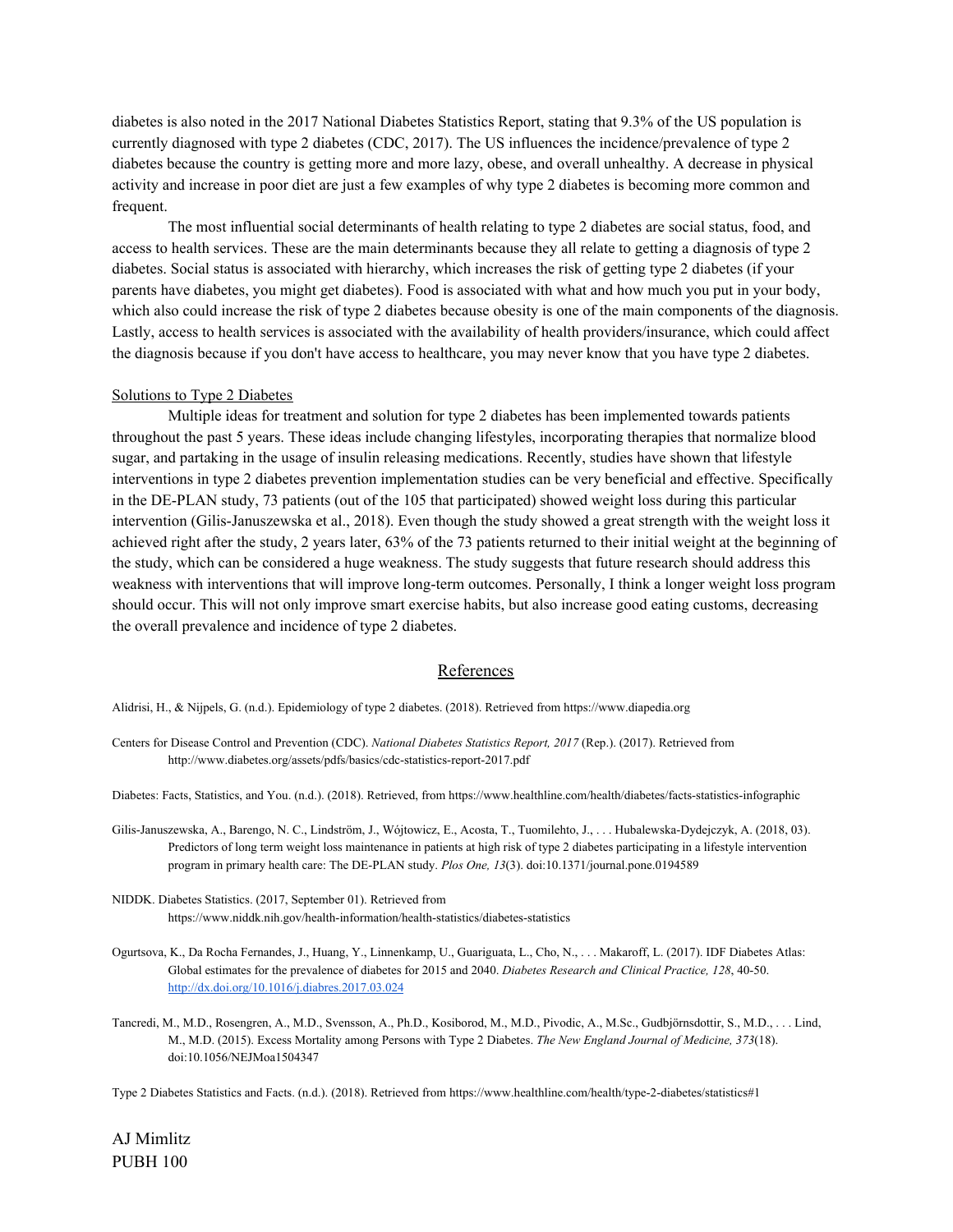diabetes is also noted in the 2017 National Diabetes Statistics Report, stating that 9.3% of the US population is currently diagnosed with type 2 diabetes (CDC, 2017). The US influences the incidence/prevalence of type 2 diabetes because the country is getting more and more lazy, obese, and overall unhealthy. A decrease in physical activity and increase in poor diet are just a few examples of why type 2 diabetes is becoming more common and frequent.

The most influential social determinants of health relating to type 2 diabetes are social status, food, and access to health services. These are the main determinants because they all relate to getting a diagnosis of type 2 diabetes. Social status is associated with hierarchy, which increases the risk of getting type 2 diabetes (if your parents have diabetes, you might get diabetes). Food is associated with what and how much you put in your body, which also could increase the risk of type 2 diabetes because obesity is one of the main components of the diagnosis. Lastly, access to health services is associated with the availability of health providers/insurance, which could affect the diagnosis because if you don't have access to healthcare, you may never know that you have type 2 diabetes.

Solutions to Type 2 Diabetes

Multiple ideas for treatment and solution for type 2 diabetes has been implemented towards patients throughout the past 5 years. These ideas include changing lifestyles, incorporating therapies that normalize blood sugar, and partaking in the usage of insulin releasing medications. Recently, studies have shown that lifestyle interventions in type 2 diabetes prevention implementation studies can be very beneficial and effective. Specifically in the DE-PLAN study, 73 patients (out of the 105 that participated) showed weight loss during this particular intervention (Gilis-Januszewska et al., 2018). Even though the study showed a great strength with the weight loss it achieved right after the study, 2 years later, 63% of the 73 patients returned to their initial weight at the beginning of the study, which can be considered a huge weakness. The study suggests that future research should address this weakness with interventions that will improve long-term outcomes. Personally, I think a longer weight loss program should occur. This will not only improve smart exercise habits, but also increase good eating customs, decreasing the overall prevalence and incidence of type 2 diabetes.

## References

Alidrisi, H., & Nijpels, G. (n.d.). Epidemiology of type 2 diabetes. (2018). Retrieved from https://www.diapedia.org

Centers for Disease Control and Prevention (CDC). *National Diabetes Statistics Report, 2017* (Rep.). (2017). Retrieved from http://www.diabetes.org/assets/pdfs/basics/cdc-statistics-report-2017.pdf

Diabetes: Facts, Statistics, and You. (n.d.). (2018). Retrieved, from https://www.healthline.com/health/diabetes/facts-statistics-infographic

Gilis-Januszewska, A., Barengo, N. C., Lindström, J., Wójtowicz, E., Acosta, T., Tuomilehto, J., . . . Hubalewska-Dydejczyk, A. (2018, 03). Predictors of long term weight loss maintenance in patients at high risk of type 2 diabetes participating in a lifestyle intervention program in primary health care: The DE-PLAN study. *Plos One, 13*(3). doi:10.1371/journal.pone.0194589

NIDDK. Diabetes Statistics. (2017, September 01). Retrieved from https://www.niddk.nih.gov/health-information/health-statistics/diabetes-statistics

Ogurtsova, K., Da Rocha Fernandes, J., Huang, Y., Linnenkamp, U., Guariguata, L., Cho, N., . . . Makaroff, L. (2017). IDF Diabetes Atlas: Global estimates for the prevalence of diabetes for 2015 and 2040. *Diabetes Research and Clinical Practice, 128*, 40-50. http://dx.doi.org/10.1016/j.diabres.2017.03.024

Tancredi, M., M.D., Rosengren, A., M.D., Svensson, A., Ph.D., Kosiborod, M., M.D., Pivodic, A., M.Sc., Gudbjörnsdottir, S., M.D., . . . Lind, M., M.D. (2015). Excess Mortality among Persons with Type 2 Diabetes. *The New England Journal of Medicine, 373*(18). doi:10.1056/NEJMoa1504347

Type 2 Diabetes Statistics and Facts. (n.d.). (2018). Retrieved from https://www.healthline.com/health/type-2-diabetes/statistics#1

AJ Mimlitz
PUBH 100